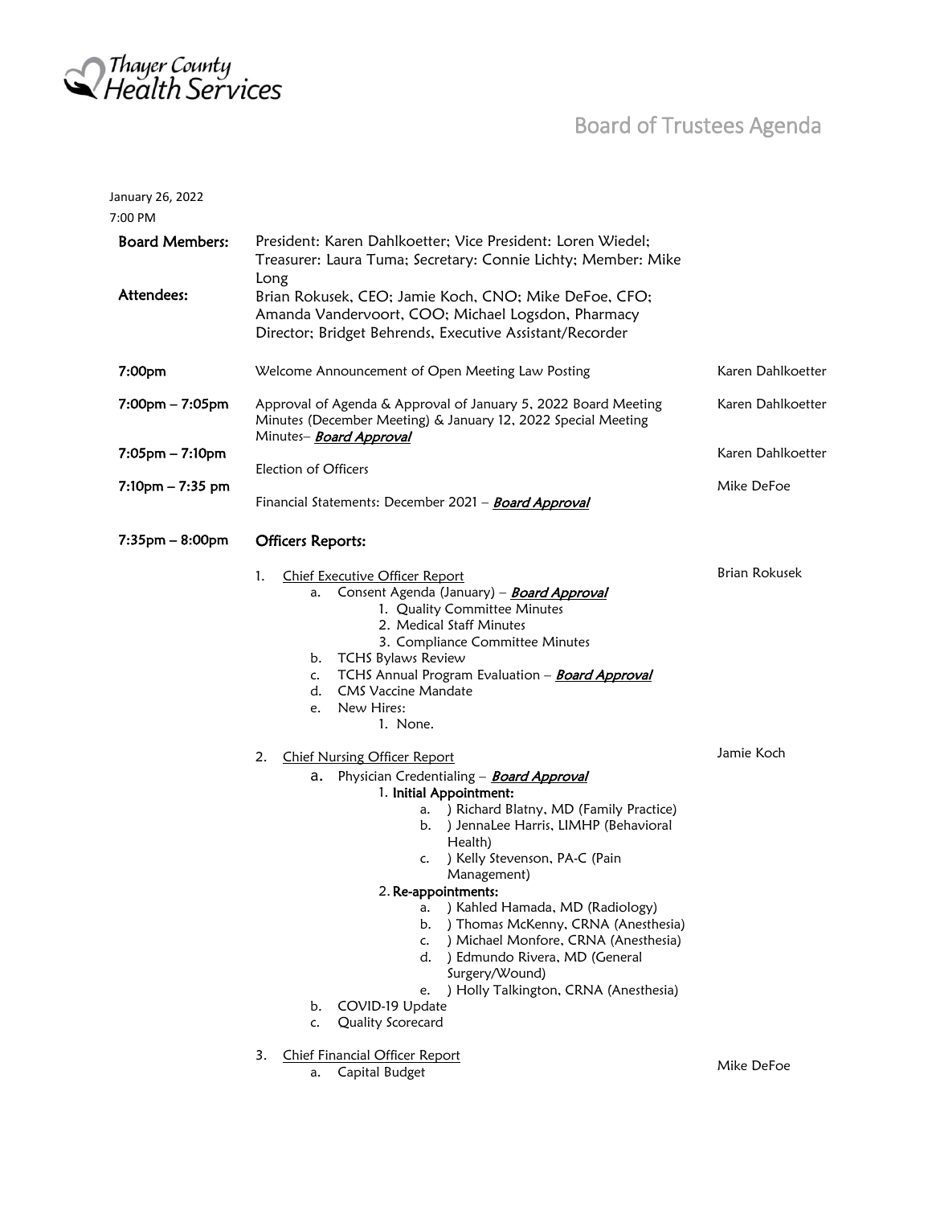Thayer County Health Services

# Board of Trustees Agenda

January 26, 2022
7:00 PM

**Board Members:** President: Karen Dahlkoetter; Vice President: Loren Wiedel; Treasurer: Laura Tuma; Secretary: Connie Lichty; Member: Mike Long

**Attendees:** Brian Rokusek, CEO; Jamie Koch, CNO; Mike DeFoe, CFO; Amanda Vandervoort, COO; Michael Logsdon, Pharmacy Director; Bridget Behrends, Executive Assistant/Recorder

| Time | Item | Presenter |
|---|---|---|
| **7:00pm** | Welcome Announcement of Open Meeting Law Posting | Karen Dahlkoetter |
| **7:00pm – 7:05pm** | Approval of Agenda & Approval of January 5, 2022 Board Meeting Minutes (December Meeting) & January 12, 2022 Special Meeting Minutes– ***Board Approval*** | Karen Dahlkoetter |
| **7:05pm – 7:10pm** | Election of Officers | Karen Dahlkoetter |
| **7:10pm – 7:35 pm** | Financial Statements: December 2021 – ***Board Approval*** | Mike DeFoe |
| **7:35pm – 8:00pm** | **Officers Reports:** | |

1. Chief Executive Officer Report — Brian Rokusek
   a. Consent Agenda (January) – ***Board Approval***
      1. Quality Committee Minutes
      2. Medical Staff Minutes
      3. Compliance Committee Minutes
   b. TCHS Bylaws Review
   c. TCHS Annual Program Evaluation – ***Board Approval***
   d. CMS Vaccine Mandate
   e. New Hires:
      1. None.

2. Chief Nursing Officer Report — Jamie Koch
   a. Physician Credentialing – ***Board Approval***
      1. **Initial Appointment:**
         a. ) Richard Blatny, MD (Family Practice)
         b. ) JennaLee Harris, LIMHP (Behavioral Health)
         c. ) Kelly Stevenson, PA-C (Pain Management)
      2. **Re-appointments:**
         a. ) Kahled Hamada, MD (Radiology)
         b. ) Thomas McKenny, CRNA (Anesthesia)
         c. ) Michael Monfore, CRNA (Anesthesia)
         d. ) Edmundo Rivera, MD (General Surgery/Wound)
         e. ) Holly Talkington, CRNA (Anesthesia)
   b. COVID-19 Update
   c. Quality Scorecard

3. Chief Financial Officer Report — Mike DeFoe
   a. Capital Budget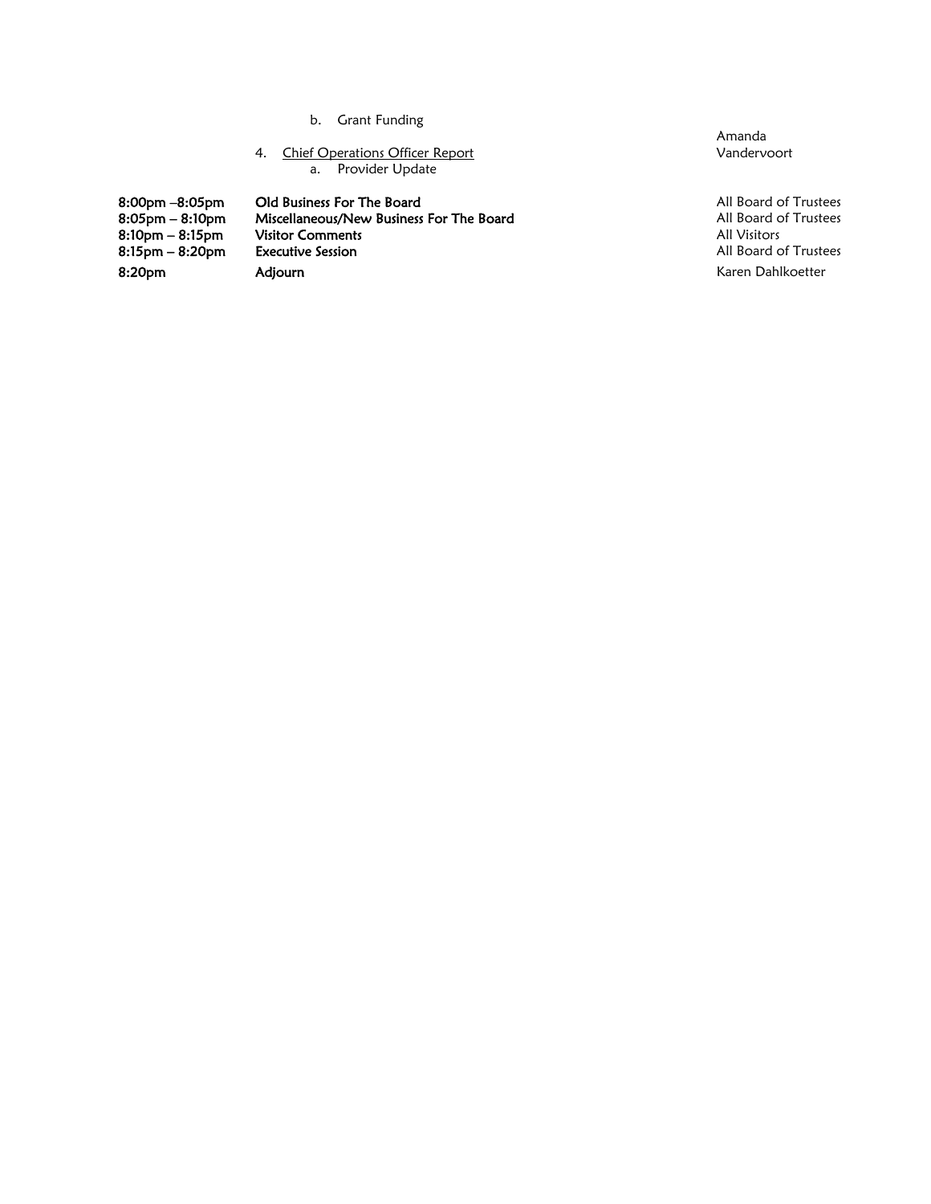| | | |
|---|---|---|
| | b. Grant Funding | |
| | 4. <u>Chief Operations Officer Report</u> | Amanda Vandervoort |
| | a. Provider Update | |
| **8:00pm –8:05pm** | **Old Business For The Board** | All Board of Trustees |
| **8:05pm – 8:10pm** | **Miscellaneous/New Business For The Board** | All Board of Trustees |
| **8:10pm – 8:15pm** | **Visitor Comments** | All Visitors |
| **8:15pm – 8:20pm** | **Executive Session** | All Board of Trustees |
| **8:20pm** | **Adjourn** | Karen Dahlkoetter |